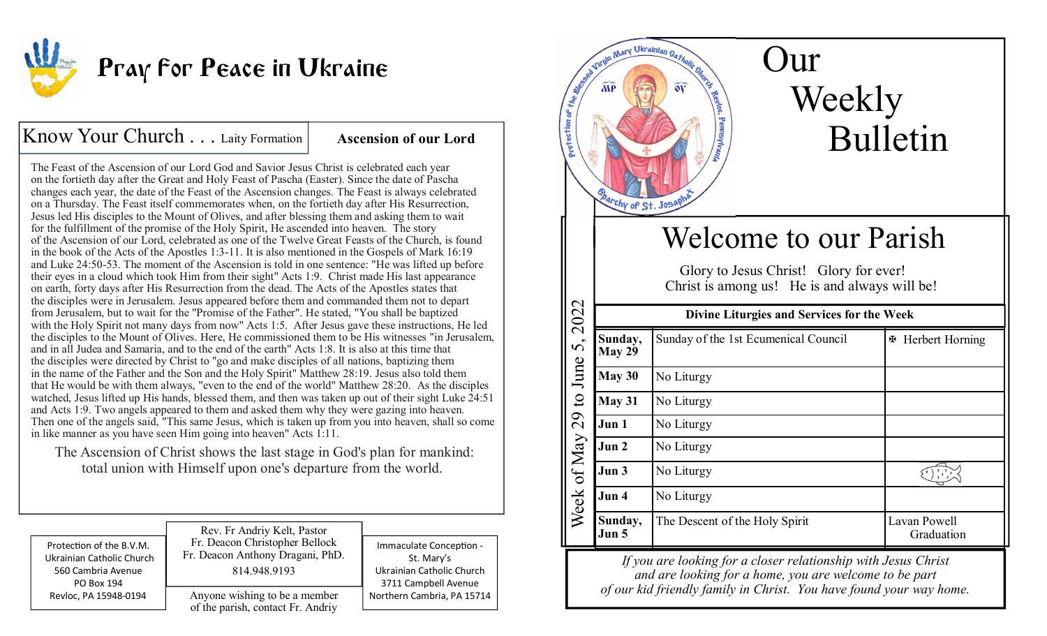# Pray for Peace in Ukraine

## Know Your Church . . . Laity Formation

### Ascension of our Lord

The Feast of the Ascension of our Lord God and Savior Jesus Christ is celebrated each year on the fortieth day after the Great and Holy Feast of Pascha (Easter). Since the date of Pascha changes each year, the date of the Feast of the Ascension changes. The Feast is always celebrated on a Thursday. The Feast itself commemorates when, on the fortieth day after His Resurrection, Jesus led His disciples to the Mount of Olives, and after blessing them and asking them to wait for the fulfillment of the promise of the Holy Spirit, He ascended into heaven. The story of the Ascension of our Lord, celebrated as one of the Twelve Great Feasts of the Church, is found in the book of the Acts of the Apostles 1:3-11. It is also mentioned in the Gospels of Mark 16:19 and Luke 24:50-53. The moment of the Ascension is told in one sentence: "He was lifted up before their eyes in a cloud which took Him from their sight" Acts 1:9. Christ made His last appearance on earth, forty days after His Resurrection from the dead. The Acts of the Apostles states that the disciples were in Jerusalem. Jesus appeared before them and commanded them not to depart from Jerusalem, but to wait for the "Promise of the Father". He stated, "You shall be baptized with the Holy Spirit not many days from now" Acts 1:5. After Jesus gave these instructions, He led the disciples to the Mount of Olives. Here, He commissioned them to be His witnesses "in Jerusalem, and in all Judea and Samaria, and to the end of the earth" Acts 1:8. It is also at this time that the disciples were directed by Christ to "go and make disciples of all nations, baptizing them in the name of the Father and the Son and the Holy Spirit" Matthew 28:19. Jesus also told them that He would be with them always, "even to the end of the world" Matthew 28:20. As the disciples watched, Jesus lifted up His hands, blessed them, and then was taken up out of their sight Luke 24:51 and Acts 1:9. Two angels appeared to them and asked them why they were gazing into heaven. Then one of the angels said, "This same Jesus, which is taken up from you into heaven, shall so come in like manner as you have seen Him going into heaven" Acts 1:11.

The Ascension of Christ shows the last stage in God's plan for mankind: total union with Himself upon one's departure from the world.

Protection of the B.V.M.
Ukrainian Catholic Church
560 Cambria Avenue
PO Box 194
Revloc, PA 15948-0194

Rev. Fr Andriy Kelt, Pastor
Fr. Deacon Christopher Bellock
Fr. Deacon Anthony Dragani, PhD.
814.948.9193

Anyone wishing to be a member of the parish, contact Fr. Andriy

Immaculate Conception - St. Mary's
Ukrainian Catholic Church
3711 Campbell Avenue
Northern Cambria, PA 15714

Protection of the Blessed Virgin Mary Ukrainian Catholic Church Revloc, Pennsylvania — Eparchy of St. Josaphat

# Our Weekly Bulletin

## Welcome to our Parish

Glory to Jesus Christ! Glory for ever!
Christ is among us! He is and always will be!

**Week of May 29 to June 5, 2022**

| **Divine Liturgies and Services for the Week** | | |
|---|---|---|
| **Sunday, May 29** | Sunday of the 1st Ecumenical Council | ✠ Herbert Horning |
| **May 30** | No Liturgy | |
| **May 31** | No Liturgy | |
| **Jun 1** | No Liturgy | |
| **Jun 2** | No Liturgy | |
| **Jun 3** | No Liturgy | |
| **Jun 4** | No Liturgy | |
| **Sunday, Jun 5** | The Descent of the Holy Spirit | Lavan Powell Graduation |

*If you are looking for a closer relationship with Jesus Christ and are looking for a home, you are welcome to be part of our kid friendly family in Christ. You have found your way home.*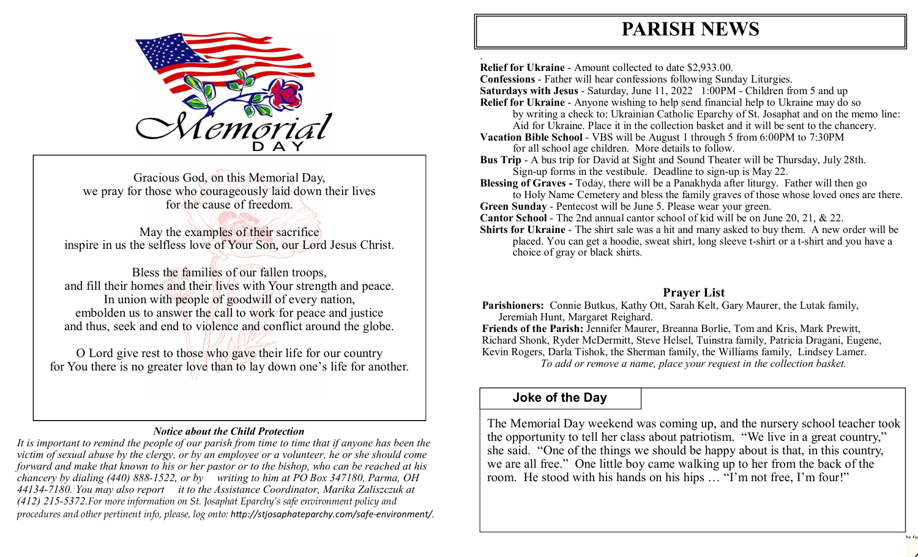Memorial DAY

Gracious God, on this Memorial Day,
we pray for those who courageously laid down their lives
for the cause of freedom.

May the examples of their sacrifice
inspire in us the selfless love of Your Son, our Lord Jesus Christ.

Bless the families of our fallen troops,
and fill their homes and their lives with Your strength and peace.
In union with people of goodwill of every nation,
embolden us to answer the call to work for peace and justice
and thus, seek and end to violence and conflict around the globe.

O Lord give rest to those who gave their life for our country
for You there is no greater love than to lay down one's life for another.

***Notice about the Child Protection***

*It is important to remind the people of our parish from time to time that if anyone has been the victim of sexual abuse by the clergy, or by an employee or a volunteer, he or she should come forward and make that known to his or her pastor or to the bishop, who can be reached at his chancery by dialing (440) 888-1522, or by writing to him at PO Box 347180, Parma, OH 44134-7180. You may also report it to the Assistance Coordinator, Marika Zaliszczuk at (412) 215-5372.For more information on St. Josaphat Eparchy's safe environment policy and procedures and other pertinent info, please, log onto: http://stjosaphateparchy.com/safe-environment/.*

# PARISH NEWS

**Relief for Ukraine** - Amount collected to date $2,933.00.
**Confessions** - Father will hear confessions following Sunday Liturgies.
**Saturdays with Jesus** - Saturday, June 11, 2022 1:00PM - Children from 5 and up
**Relief for Ukraine** - Anyone wishing to help send financial help to Ukraine may do so by writing a check to: Ukrainian Catholic Eparchy of St. Josaphat and on the memo line: Aid for Ukraine. Place it in the collection basket and it will be sent to the chancery.
**Vacation Bible School** - VBS will be August 1 through 5 from 6:00PM to 7:30PM for all school age children. More details to follow.
**Bus Trip** - A bus trip for David at Sight and Sound Theater will be Thursday, July 28th. Sign-up forms in the vestibule. Deadline to sign-up is May 22.
**Blessing of Graves -** Today, there will be a Panakhyda after liturgy. Father will then go to Holy Name Cemetery and bless the family graves of those whose loved ones are there.
**Green Sunday** - Pentecost will be June 5. Please wear your green.
**Cantor School** - The 2nd annual cantor school of kid will be on June 20, 21, & 22.
**Shirts for Ukraine** - The shirt sale was a hit and many asked to buy them. A new order will be placed. You can get a hoodie, sweat shirt, long sleeve t-shirt or a t-shirt and you have a choice of gray or black shirts.

## Prayer List

**Parishioners:** Connie Butkus, Kathy Ott, Sarah Kelt, Gary Maurer, the Lutak family, Jeremiah Hunt, Margaret Reighard.
**Friends of the Parish:** Jennifer Maurer, Breanna Borlie, Tom and Kris, Mark Prewitt, Richard Shonk, Ryder McDermitt, Steve Helsel, Tuinstra family, Patricia Dragani, Eugene, Kevin Rogers, Darla Tishok, the Sherman family, the Williams family, Lindsey Lamer.
*To add or remove a name, place your request in the collection basket.*

## Joke of the Day

The Memorial Day weekend was coming up, and the nursery school teacher took the opportunity to tell her class about patriotism. "We live in a great country," she said. "One of the things we should be happy about is that, in this country, we are all free." One little boy came walking up to her from the back of the room. He stood with his hands on his hips … "I'm not free, I'm four!"